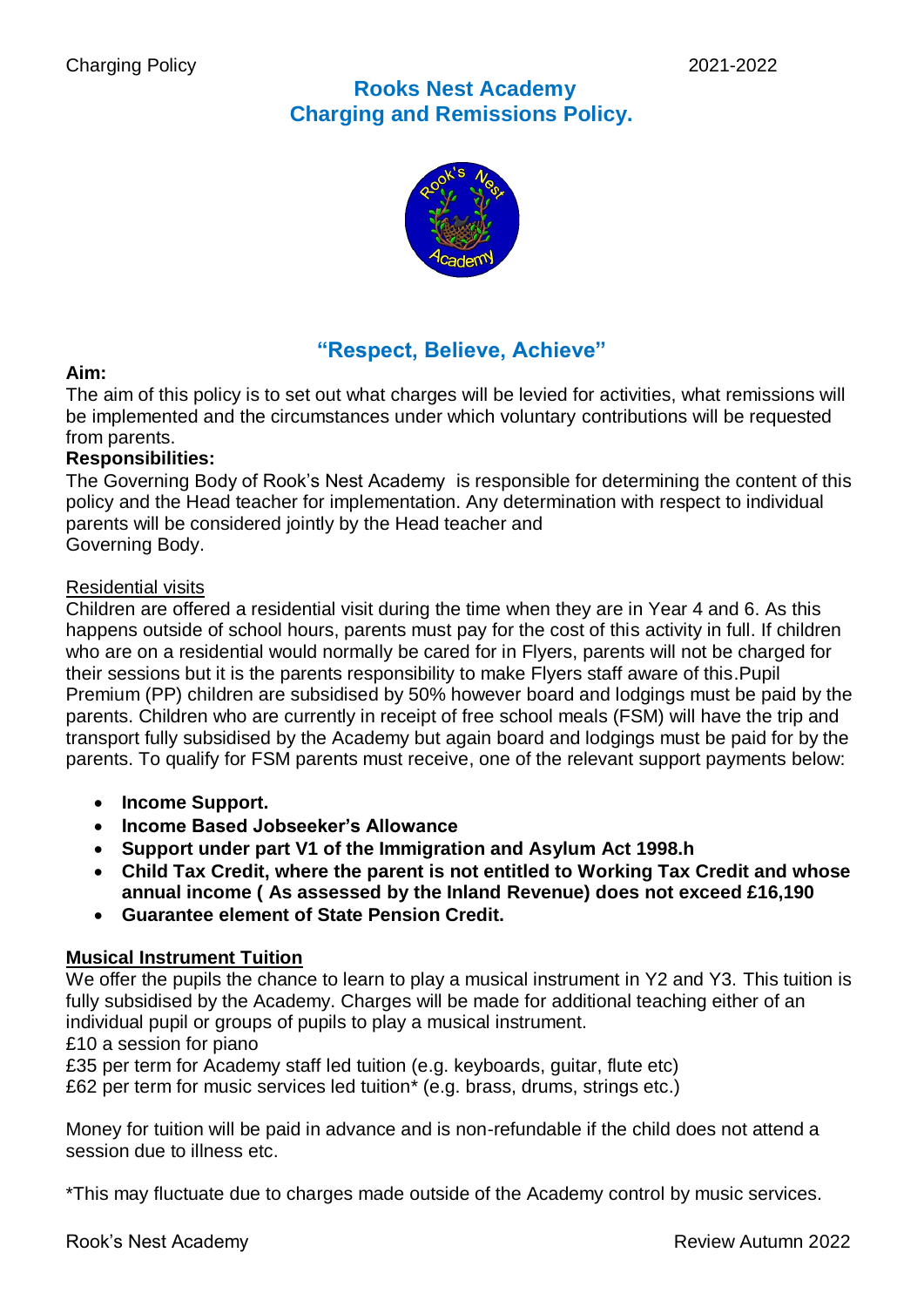# Rooks Nest Academy
# Charging and Remissions Policy.

## "Respect, Believe, Achieve"

**Aim:**
The aim of this policy is to set out what charges will be levied for activities, what remissions will be implemented and the circumstances under which voluntary contributions will be requested from parents.

**Responsibilities:**
The Governing Body of Rook's Nest Academy is responsible for determining the content of this policy and the Head teacher for implementation. Any determination with respect to individual parents will be considered jointly by the Head teacher and Governing Body.

Residential visits

Children are offered a residential visit during the time when they are in Year 4 and 6. As this happens outside of school hours, parents must pay for the cost of this activity in full. If children who are on a residential would normally be cared for in Flyers, parents will not be charged for their sessions but it is the parents responsibility to make Flyers staff aware of this.Pupil Premium (PP) children are subsidised by 50% however board and lodgings must be paid by the parents. Children who are currently in receipt of free school meals (FSM) will have the trip and transport fully subsidised by the Academy but again board and lodgings must be paid for by the parents. To qualify for FSM parents must receive, one of the relevant support payments below:

- **Income Support.**
- **Income Based Jobseeker's Allowance**
- **Support under part V1 of the Immigration and Asylum Act 1998.h**
- **Child Tax Credit, where the parent is not entitled to Working Tax Credit and whose annual income ( As assessed by the Inland Revenue) does not exceed £16,190**
- **Guarantee element of State Pension Credit.**

**Musical Instrument Tuition**

We offer the pupils the chance to learn to play a musical instrument in Y2 and Y3. This tuition is fully subsidised by the Academy. Charges will be made for additional teaching either of an individual pupil or groups of pupils to play a musical instrument.
£10 a session for piano
£35 per term for Academy staff led tuition (e.g. keyboards, guitar, flute etc)
£62 per term for music services led tuition* (e.g. brass, drums, strings etc.)

Money for tuition will be paid in advance and is non-refundable if the child does not attend a session due to illness etc.

*This may fluctuate due to charges made outside of the Academy control by music services.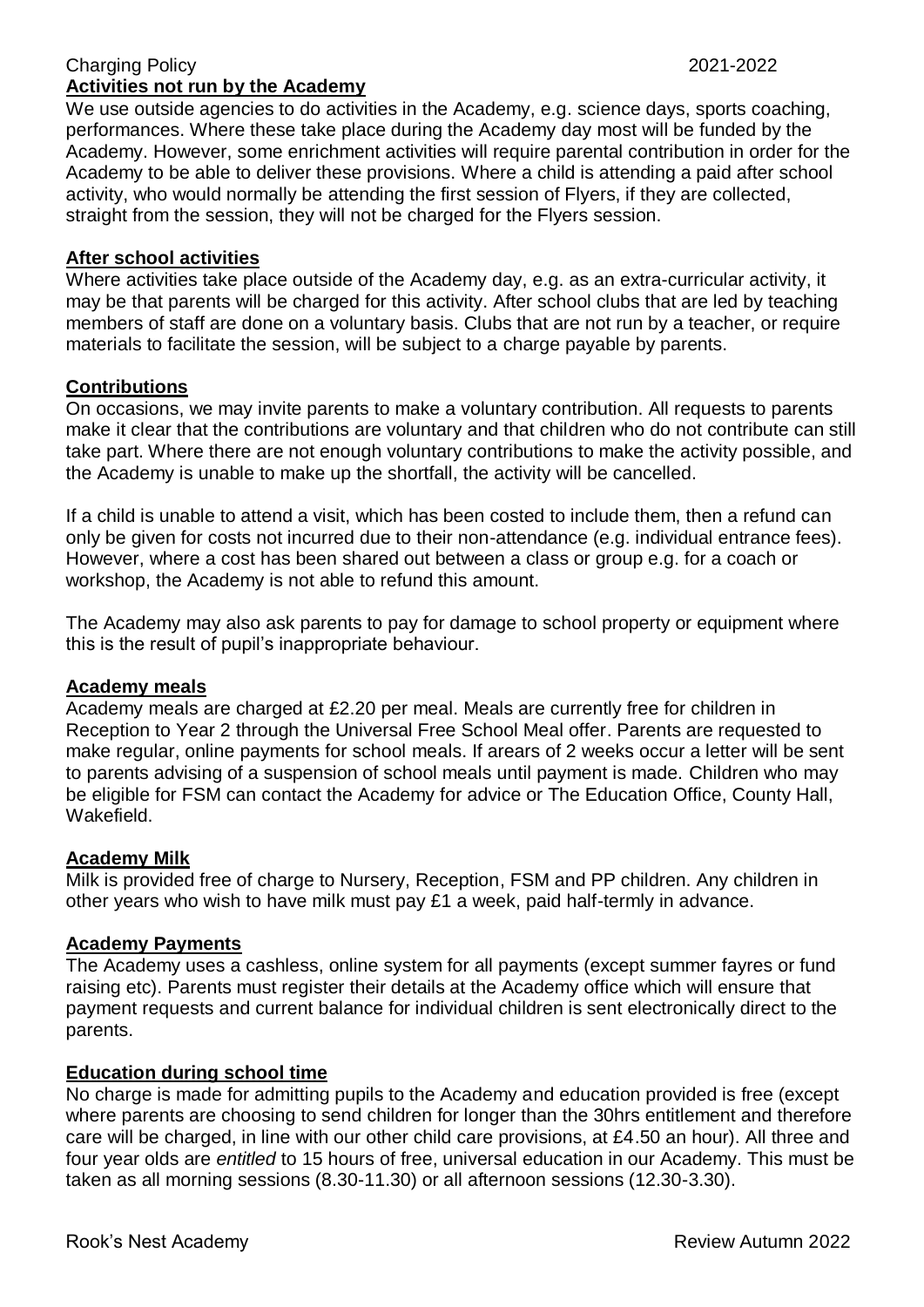## Activities not run by the Academy

We use outside agencies to do activities in the Academy, e.g. science days, sports coaching, performances. Where these take place during the Academy day most will be funded by the Academy. However, some enrichment activities will require parental contribution in order for the Academy to be able to deliver these provisions. Where a child is attending a paid after school activity, who would normally be attending the first session of Flyers, if they are collected, straight from the session, they will not be charged for the Flyers session.

## After school activities

Where activities take place outside of the Academy day, e.g. as an extra-curricular activity, it may be that parents will be charged for this activity. After school clubs that are led by teaching members of staff are done on a voluntary basis. Clubs that are not run by a teacher, or require materials to facilitate the session, will be subject to a charge payable by parents.

## Contributions

On occasions, we may invite parents to make a voluntary contribution. All requests to parents make it clear that the contributions are voluntary and that children who do not contribute can still take part. Where there are not enough voluntary contributions to make the activity possible, and the Academy is unable to make up the shortfall, the activity will be cancelled.

If a child is unable to attend a visit, which has been costed to include them, then a refund can only be given for costs not incurred due to their non-attendance (e.g. individual entrance fees). However, where a cost has been shared out between a class or group e.g. for a coach or workshop, the Academy is not able to refund this amount.

The Academy may also ask parents to pay for damage to school property or equipment where this is the result of pupil's inappropriate behaviour.

## Academy meals

Academy meals are charged at £2.20 per meal. Meals are currently free for children in Reception to Year 2 through the Universal Free School Meal offer. Parents are requested to make regular, online payments for school meals. If arears of 2 weeks occur a letter will be sent to parents advising of a suspension of school meals until payment is made. Children who may be eligible for FSM can contact the Academy for advice or The Education Office, County Hall, Wakefield.

## Academy Milk

Milk is provided free of charge to Nursery, Reception, FSM and PP children. Any children in other years who wish to have milk must pay £1 a week, paid half-termly in advance.

## Academy Payments

The Academy uses a cashless, online system for all payments (except summer fayres or fund raising etc). Parents must register their details at the Academy office which will ensure that payment requests and current balance for individual children is sent electronically direct to the parents.

## Education during school time

No charge is made for admitting pupils to the Academy and education provided is free (except where parents are choosing to send children for longer than the 30hrs entitlement and therefore care will be charged, in line with our other child care provisions, at £4.50 an hour). All three and four year olds are *entitled* to 15 hours of free, universal education in our Academy. This must be taken as all morning sessions (8.30-11.30) or all afternoon sessions (12.30-3.30).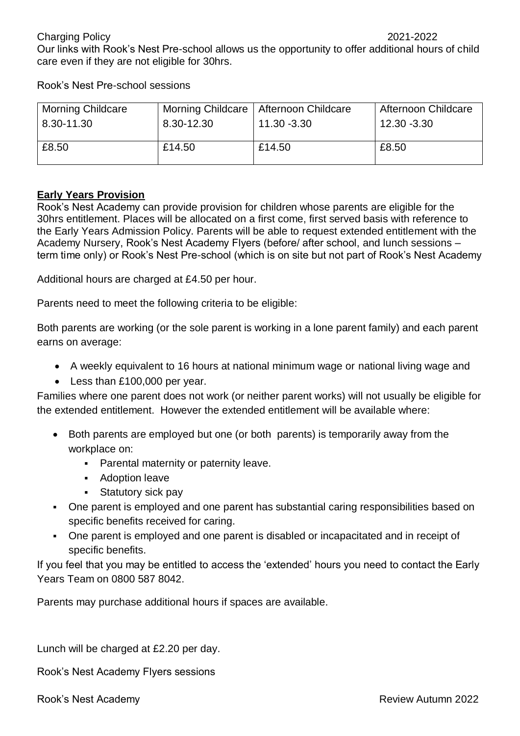Charging Policy 2021-2022

Our links with Rook's Nest Pre-school allows us the opportunity to offer additional hours of child care even if they are not eligible for 30hrs.

Rook's Nest Pre-school sessions

| Morning Childcare 8.30-11.30 | Morning Childcare 8.30-12.30 | Afternoon Childcare 11.30 -3.30 | Afternoon Childcare 12.30 -3.30 |
|---|---|---|---|
| £8.50 | £14.50 | £14.50 | £8.50 |

**Early Years Provision**

Rook's Nest Academy can provide provision for children whose parents are eligible for the 30hrs entitlement. Places will be allocated on a first come, first served basis with reference to the Early Years Admission Policy. Parents will be able to request extended entitlement with the Academy Nursery, Rook's Nest Academy Flyers (before/ after school, and lunch sessions – term time only) or Rook's Nest Pre-school (which is on site but not part of Rook's Nest Academy

Additional hours are charged at £4.50 per hour.

Parents need to meet the following criteria to be eligible:

Both parents are working (or the sole parent is working in a lone parent family) and each parent earns on average:

- A weekly equivalent to 16 hours at national minimum wage or national living wage and
- Less than £100,000 per year.

Families where one parent does not work (or neither parent works) will not usually be eligible for the extended entitlement. However the extended entitlement will be available where:

- Both parents are employed but one (or both parents) is temporarily away from the workplace on:
  - Parental maternity or paternity leave.
  - Adoption leave
  - Statutory sick pay
- One parent is employed and one parent has substantial caring responsibilities based on specific benefits received for caring.
- One parent is employed and one parent is disabled or incapacitated and in receipt of specific benefits.

If you feel that you may be entitled to access the 'extended' hours you need to contact the Early Years Team on 0800 587 8042.

Parents may purchase additional hours if spaces are available.

Lunch will be charged at £2.20 per day.

Rook's Nest Academy Flyers sessions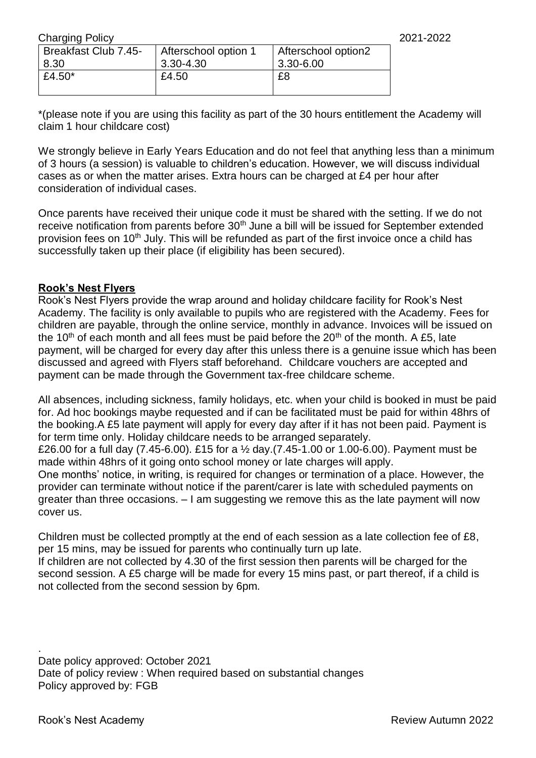Charging Policy 2021-2022

| Breakfast Club 7.45-8.30 | Afterschool option 1 3.30-4.30 | Afterschool option2 3.30-6.00 |
|---|---|---|
| £4.50* | £4.50 | £8 |

*(please note if you are using this facility as part of the 30 hours entitlement the Academy will claim 1 hour childcare cost)

We strongly believe in Early Years Education and do not feel that anything less than a minimum of 3 hours (a session) is valuable to children's education. However, we will discuss individual cases as or when the matter arises. Extra hours can be charged at £4 per hour after consideration of individual cases.

Once parents have received their unique code it must be shared with the setting. If we do not receive notification from parents before 30th June a bill will be issued for September extended provision fees on 10th July. This will be refunded as part of the first invoice once a child has successfully taken up their place (if eligibility has been secured).

**Rook's Nest Flyers**

Rook's Nest Flyers provide the wrap around and holiday childcare facility for Rook's Nest Academy. The facility is only available to pupils who are registered with the Academy. Fees for children are payable, through the online service, monthly in advance. Invoices will be issued on the 10th of each month and all fees must be paid before the 20th of the month. A £5, late payment, will be charged for every day after this unless there is a genuine issue which has been discussed and agreed with Flyers staff beforehand. Childcare vouchers are accepted and payment can be made through the Government tax-free childcare scheme.

All absences, including sickness, family holidays, etc. when your child is booked in must be paid for. Ad hoc bookings maybe requested and if can be facilitated must be paid for within 48hrs of the booking.A £5 late payment will apply for every day after if it has not been paid. Payment is for term time only. Holiday childcare needs to be arranged separately.
£26.00 for a full day (7.45-6.00). £15 for a ½ day.(7.45-1.00 or 1.00-6.00). Payment must be made within 48hrs of it going onto school money or late charges will apply.
One months' notice, in writing, is required for changes or termination of a place. However, the provider can terminate without notice if the parent/carer is late with scheduled payments on greater than three occasions. – I am suggesting we remove this as the late payment will now cover us.

Children must be collected promptly at the end of each session as a late collection fee of £8, per 15 mins, may be issued for parents who continually turn up late.
If children are not collected by 4.30 of the first session then parents will be charged for the second session. A £5 charge will be made for every 15 mins past, or part thereof, if a child is not collected from the second session by 6pm.

.
Date policy approved: October 2021
Date of policy review : When required based on substantial changes
Policy approved by: FGB

Rook's Nest Academy Review Autumn 2022